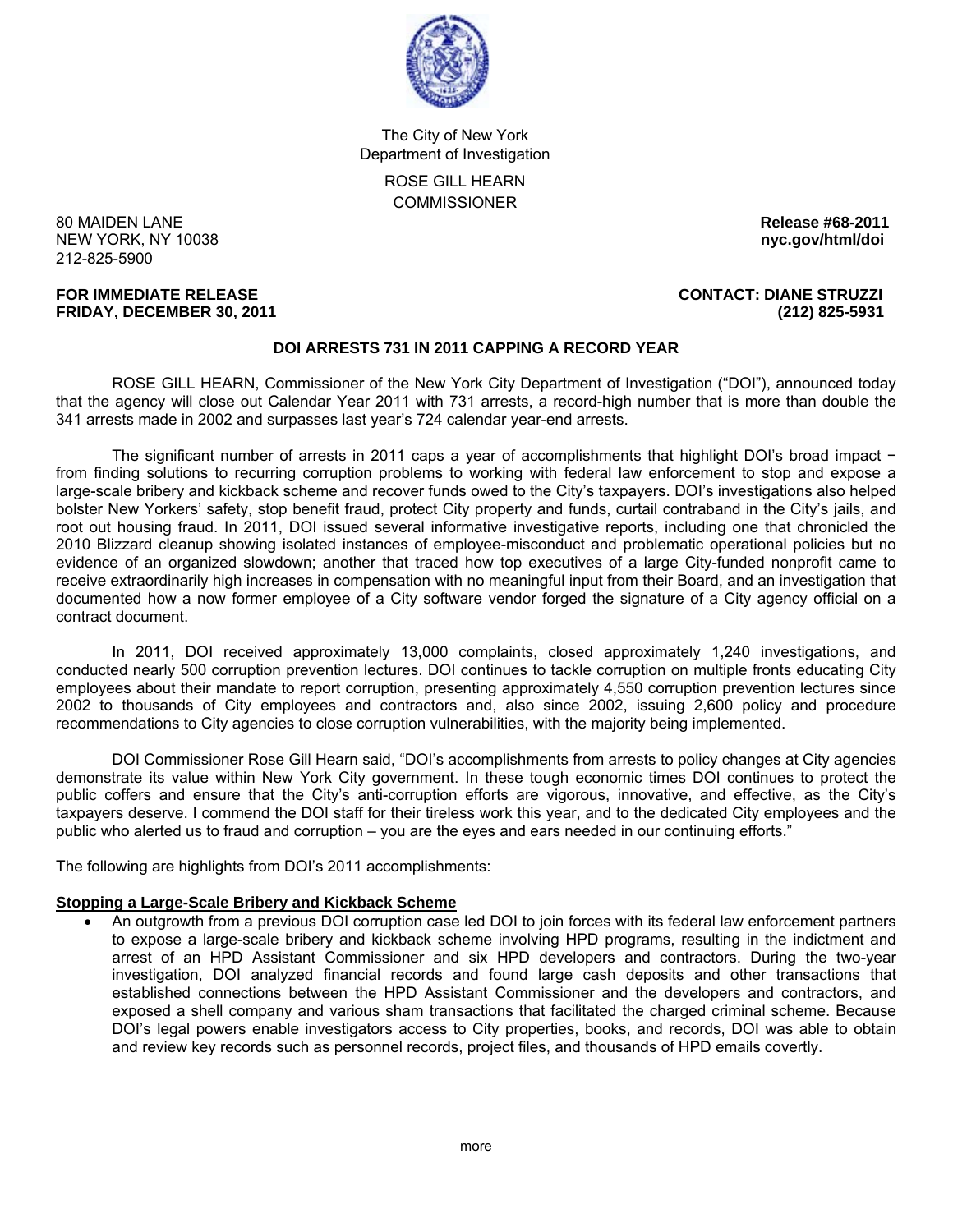The City of New York
Department of Investigation

ROSE GILL HEARN
COMMISSIONER

80 MAIDEN LANE
NEW YORK, NY 10038
212-825-5900

**Release #68-2011**
**nyc.gov/html/doi**

**FOR IMMEDIATE RELEASE**
**FRIDAY, DECEMBER 30, 2011**

**CONTACT: DIANE STRUZZI**
**(212) 825-5931**

**DOI ARRESTS 731 IN 2011 CAPPING A RECORD YEAR**

ROSE GILL HEARN, Commissioner of the New York City Department of Investigation ("DOI"), announced today that the agency will close out Calendar Year 2011 with 731 arrests, a record-high number that is more than double the 341 arrests made in 2002 and surpasses last year's 724 calendar year-end arrests.

The significant number of arrests in 2011 caps a year of accomplishments that highlight DOI's broad impact − from finding solutions to recurring corruption problems to working with federal law enforcement to stop and expose a large-scale bribery and kickback scheme and recover funds owed to the City's taxpayers. DOI's investigations also helped bolster New Yorkers' safety, stop benefit fraud, protect City property and funds, curtail contraband in the City's jails, and root out housing fraud. In 2011, DOI issued several informative investigative reports, including one that chronicled the 2010 Blizzard cleanup showing isolated instances of employee-misconduct and problematic operational policies but no evidence of an organized slowdown; another that traced how top executives of a large City-funded nonprofit came to receive extraordinarily high increases in compensation with no meaningful input from their Board, and an investigation that documented how a now former employee of a City software vendor forged the signature of a City agency official on a contract document.

In 2011, DOI received approximately 13,000 complaints, closed approximately 1,240 investigations, and conducted nearly 500 corruption prevention lectures. DOI continues to tackle corruption on multiple fronts educating City employees about their mandate to report corruption, presenting approximately 4,550 corruption prevention lectures since 2002 to thousands of City employees and contractors and, also since 2002, issuing 2,600 policy and procedure recommendations to City agencies to close corruption vulnerabilities, with the majority being implemented.

DOI Commissioner Rose Gill Hearn said, "DOI's accomplishments from arrests to policy changes at City agencies demonstrate its value within New York City government. In these tough economic times DOI continues to protect the public coffers and ensure that the City's anti-corruption efforts are vigorous, innovative, and effective, as the City's taxpayers deserve. I commend the DOI staff for their tireless work this year, and to the dedicated City employees and the public who alerted us to fraud and corruption – you are the eyes and ears needed in our continuing efforts."

The following are highlights from DOI's 2011 accomplishments:

**Stopping a Large-Scale Bribery and Kickback Scheme**

- An outgrowth from a previous DOI corruption case led DOI to join forces with its federal law enforcement partners to expose a large-scale bribery and kickback scheme involving HPD programs, resulting in the indictment and arrest of an HPD Assistant Commissioner and six HPD developers and contractors. During the two-year investigation, DOI analyzed financial records and found large cash deposits and other transactions that established connections between the HPD Assistant Commissioner and the developers and contractors, and exposed a shell company and various sham transactions that facilitated the charged criminal scheme. Because DOI's legal powers enable investigators access to City properties, books, and records, DOI was able to obtain and review key records such as personnel records, project files, and thousands of HPD emails covertly.

more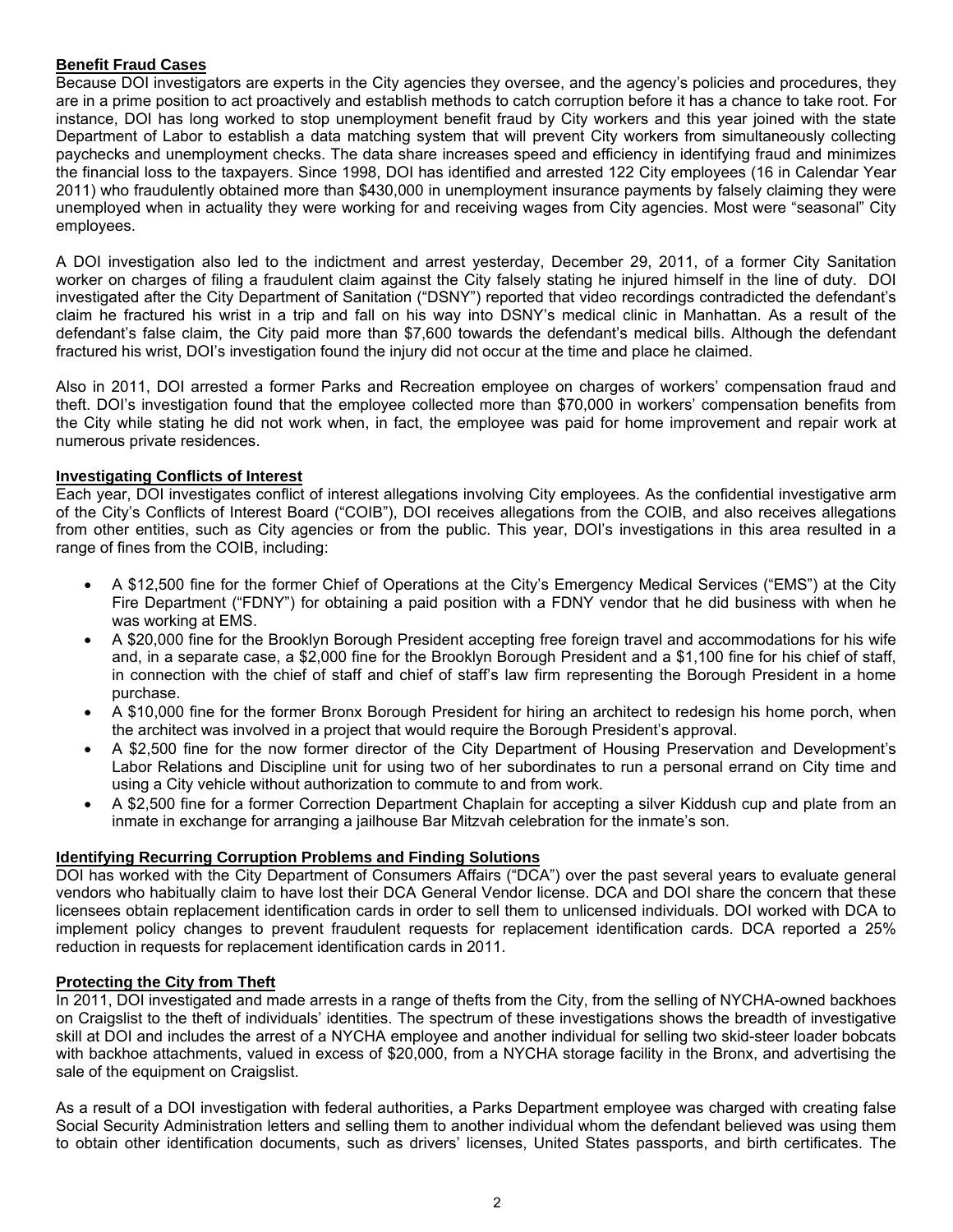## Benefit Fraud Cases

Because DOI investigators are experts in the City agencies they oversee, and the agency's policies and procedures, they are in a prime position to act proactively and establish methods to catch corruption before it has a chance to take root. For instance, DOI has long worked to stop unemployment benefit fraud by City workers and this year joined with the state Department of Labor to establish a data matching system that will prevent City workers from simultaneously collecting paychecks and unemployment checks. The data share increases speed and efficiency in identifying fraud and minimizes the financial loss to the taxpayers. Since 1998, DOI has identified and arrested 122 City employees (16 in Calendar Year 2011) who fraudulently obtained more than $430,000 in unemployment insurance payments by falsely claiming they were unemployed when in actuality they were working for and receiving wages from City agencies. Most were "seasonal" City employees.

A DOI investigation also led to the indictment and arrest yesterday, December 29, 2011, of a former City Sanitation worker on charges of filing a fraudulent claim against the City falsely stating he injured himself in the line of duty. DOI investigated after the City Department of Sanitation ("DSNY") reported that video recordings contradicted the defendant's claim he fractured his wrist in a trip and fall on his way into DSNY's medical clinic in Manhattan. As a result of the defendant's false claim, the City paid more than $7,600 towards the defendant's medical bills. Although the defendant fractured his wrist, DOI's investigation found the injury did not occur at the time and place he claimed.

Also in 2011, DOI arrested a former Parks and Recreation employee on charges of workers' compensation fraud and theft. DOI's investigation found that the employee collected more than $70,000 in workers' compensation benefits from the City while stating he did not work when, in fact, the employee was paid for home improvement and repair work at numerous private residences.

## Investigating Conflicts of Interest

Each year, DOI investigates conflict of interest allegations involving City employees. As the confidential investigative arm of the City's Conflicts of Interest Board ("COIB"), DOI receives allegations from the COIB, and also receives allegations from other entities, such as City agencies or from the public. This year, DOI's investigations in this area resulted in a range of fines from the COIB, including:

- A $12,500 fine for the former Chief of Operations at the City's Emergency Medical Services ("EMS") at the City Fire Department ("FDNY") for obtaining a paid position with a FDNY vendor that he did business with when he was working at EMS.
- A $20,000 fine for the Brooklyn Borough President accepting free foreign travel and accommodations for his wife and, in a separate case, a $2,000 fine for the Brooklyn Borough President and a $1,100 fine for his chief of staff, in connection with the chief of staff and chief of staff's law firm representing the Borough President in a home purchase.
- A $10,000 fine for the former Bronx Borough President for hiring an architect to redesign his home porch, when the architect was involved in a project that would require the Borough President's approval.
- A $2,500 fine for the now former director of the City Department of Housing Preservation and Development's Labor Relations and Discipline unit for using two of her subordinates to run a personal errand on City time and using a City vehicle without authorization to commute to and from work.
- A $2,500 fine for a former Correction Department Chaplain for accepting a silver Kiddush cup and plate from an inmate in exchange for arranging a jailhouse Bar Mitzvah celebration for the inmate's son.

## Identifying Recurring Corruption Problems and Finding Solutions

DOI has worked with the City Department of Consumers Affairs ("DCA") over the past several years to evaluate general vendors who habitually claim to have lost their DCA General Vendor license. DCA and DOI share the concern that these licensees obtain replacement identification cards in order to sell them to unlicensed individuals. DOI worked with DCA to implement policy changes to prevent fraudulent requests for replacement identification cards. DCA reported a 25% reduction in requests for replacement identification cards in 2011.

## Protecting the City from Theft

In 2011, DOI investigated and made arrests in a range of thefts from the City, from the selling of NYCHA-owned backhoes on Craigslist to the theft of individuals' identities. The spectrum of these investigations shows the breadth of investigative skill at DOI and includes the arrest of a NYCHA employee and another individual for selling two skid-steer loader bobcats with backhoe attachments, valued in excess of $20,000, from a NYCHA storage facility in the Bronx, and advertising the sale of the equipment on Craigslist.

As a result of a DOI investigation with federal authorities, a Parks Department employee was charged with creating false Social Security Administration letters and selling them to another individual whom the defendant believed was using them to obtain other identification documents, such as drivers' licenses, United States passports, and birth certificates. The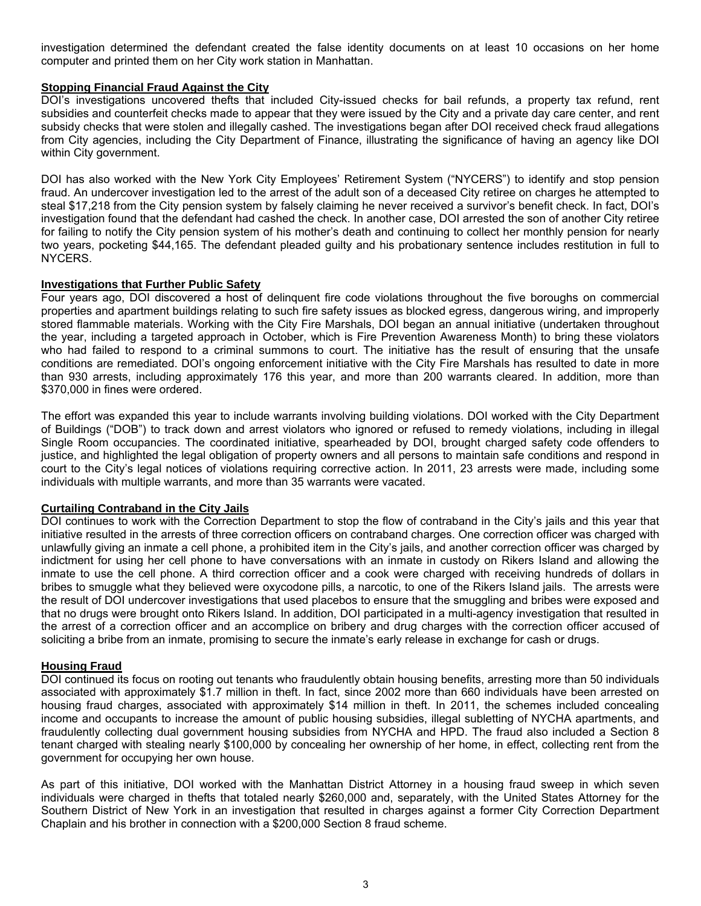investigation determined the defendant created the false identity documents on at least 10 occasions on her home computer and printed them on her City work station in Manhattan.

**Stopping Financial Fraud Against the City**

DOI's investigations uncovered thefts that included City-issued checks for bail refunds, a property tax refund, rent subsidies and counterfeit checks made to appear that they were issued by the City and a private day care center, and rent subsidy checks that were stolen and illegally cashed. The investigations began after DOI received check fraud allegations from City agencies, including the City Department of Finance, illustrating the significance of having an agency like DOI within City government.

DOI has also worked with the New York City Employees' Retirement System ("NYCERS") to identify and stop pension fraud. An undercover investigation led to the arrest of the adult son of a deceased City retiree on charges he attempted to steal $17,218 from the City pension system by falsely claiming he never received a survivor's benefit check. In fact, DOI's investigation found that the defendant had cashed the check. In another case, DOI arrested the son of another City retiree for failing to notify the City pension system of his mother's death and continuing to collect her monthly pension for nearly two years, pocketing $44,165. The defendant pleaded guilty and his probationary sentence includes restitution in full to NYCERS.

**Investigations that Further Public Safety**

Four years ago, DOI discovered a host of delinquent fire code violations throughout the five boroughs on commercial properties and apartment buildings relating to such fire safety issues as blocked egress, dangerous wiring, and improperly stored flammable materials. Working with the City Fire Marshals, DOI began an annual initiative (undertaken throughout the year, including a targeted approach in October, which is Fire Prevention Awareness Month) to bring these violators who had failed to respond to a criminal summons to court. The initiative has the result of ensuring that the unsafe conditions are remediated. DOI's ongoing enforcement initiative with the City Fire Marshals has resulted to date in more than 930 arrests, including approximately 176 this year, and more than 200 warrants cleared. In addition, more than $370,000 in fines were ordered.

The effort was expanded this year to include warrants involving building violations. DOI worked with the City Department of Buildings ("DOB") to track down and arrest violators who ignored or refused to remedy violations, including in illegal Single Room occupancies. The coordinated initiative, spearheaded by DOI, brought charged safety code offenders to justice, and highlighted the legal obligation of property owners and all persons to maintain safe conditions and respond in court to the City's legal notices of violations requiring corrective action. In 2011, 23 arrests were made, including some individuals with multiple warrants, and more than 35 warrants were vacated.

**Curtailing Contraband in the City Jails**

DOI continues to work with the Correction Department to stop the flow of contraband in the City's jails and this year that initiative resulted in the arrests of three correction officers on contraband charges. One correction officer was charged with unlawfully giving an inmate a cell phone, a prohibited item in the City's jails, and another correction officer was charged by indictment for using her cell phone to have conversations with an inmate in custody on Rikers Island and allowing the inmate to use the cell phone. A third correction officer and a cook were charged with receiving hundreds of dollars in bribes to smuggle what they believed were oxycodone pills, a narcotic, to one of the Rikers Island jails. The arrests were the result of DOI undercover investigations that used placebos to ensure that the smuggling and bribes were exposed and that no drugs were brought onto Rikers Island. In addition, DOI participated in a multi-agency investigation that resulted in the arrest of a correction officer and an accomplice on bribery and drug charges with the correction officer accused of soliciting a bribe from an inmate, promising to secure the inmate's early release in exchange for cash or drugs.

**Housing Fraud**

DOI continued its focus on rooting out tenants who fraudulently obtain housing benefits, arresting more than 50 individuals associated with approximately $1.7 million in theft. In fact, since 2002 more than 660 individuals have been arrested on housing fraud charges, associated with approximately $14 million in theft. In 2011, the schemes included concealing income and occupants to increase the amount of public housing subsidies, illegal subletting of NYCHA apartments, and fraudulently collecting dual government housing subsidies from NYCHA and HPD. The fraud also included a Section 8 tenant charged with stealing nearly $100,000 by concealing her ownership of her home, in effect, collecting rent from the government for occupying her own house.

As part of this initiative, DOI worked with the Manhattan District Attorney in a housing fraud sweep in which seven individuals were charged in thefts that totaled nearly $260,000 and, separately, with the United States Attorney for the Southern District of New York in an investigation that resulted in charges against a former City Correction Department Chaplain and his brother in connection with a $200,000 Section 8 fraud scheme.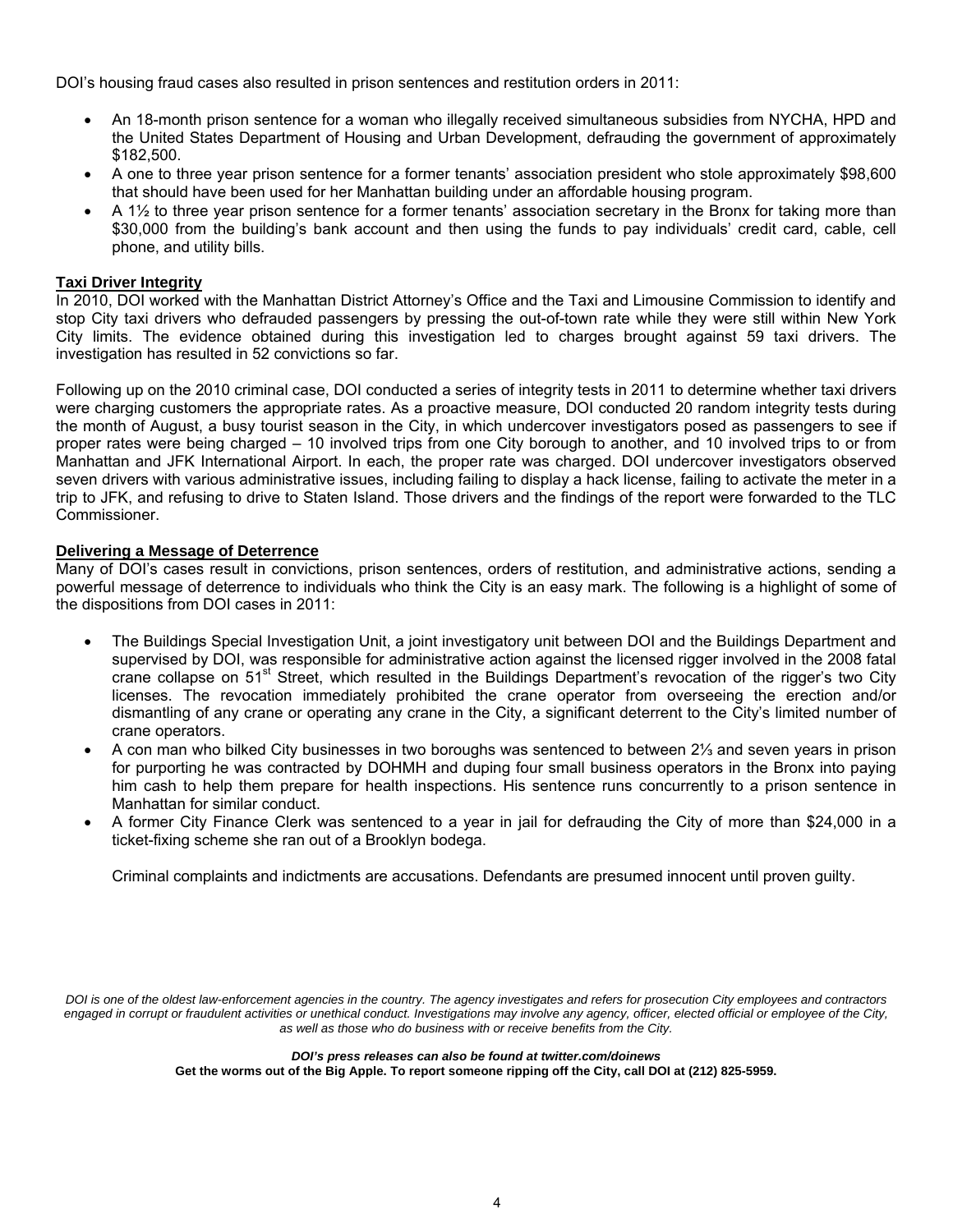DOI's housing fraud cases also resulted in prison sentences and restitution orders in 2011:

- An 18-month prison sentence for a woman who illegally received simultaneous subsidies from NYCHA, HPD and the United States Department of Housing and Urban Development, defrauding the government of approximately $182,500.
- A one to three year prison sentence for a former tenants' association president who stole approximately $98,600 that should have been used for her Manhattan building under an affordable housing program.
- A 1½ to three year prison sentence for a former tenants' association secretary in the Bronx for taking more than $30,000 from the building's bank account and then using the funds to pay individuals' credit card, cable, cell phone, and utility bills.

**Taxi Driver Integrity**

In 2010, DOI worked with the Manhattan District Attorney's Office and the Taxi and Limousine Commission to identify and stop City taxi drivers who defrauded passengers by pressing the out-of-town rate while they were still within New York City limits. The evidence obtained during this investigation led to charges brought against 59 taxi drivers. The investigation has resulted in 52 convictions so far.

Following up on the 2010 criminal case, DOI conducted a series of integrity tests in 2011 to determine whether taxi drivers were charging customers the appropriate rates. As a proactive measure, DOI conducted 20 random integrity tests during the month of August, a busy tourist season in the City, in which undercover investigators posed as passengers to see if proper rates were being charged – 10 involved trips from one City borough to another, and 10 involved trips to or from Manhattan and JFK International Airport. In each, the proper rate was charged. DOI undercover investigators observed seven drivers with various administrative issues, including failing to display a hack license, failing to activate the meter in a trip to JFK, and refusing to drive to Staten Island. Those drivers and the findings of the report were forwarded to the TLC Commissioner.

**Delivering a Message of Deterrence**

Many of DOI's cases result in convictions, prison sentences, orders of restitution, and administrative actions, sending a powerful message of deterrence to individuals who think the City is an easy mark. The following is a highlight of some of the dispositions from DOI cases in 2011:

- The Buildings Special Investigation Unit, a joint investigatory unit between DOI and the Buildings Department and supervised by DOI, was responsible for administrative action against the licensed rigger involved in the 2008 fatal crane collapse on 51st Street, which resulted in the Buildings Department's revocation of the rigger's two City licenses. The revocation immediately prohibited the crane operator from overseeing the erection and/or dismantling of any crane or operating any crane in the City, a significant deterrent to the City's limited number of crane operators.
- A con man who bilked City businesses in two boroughs was sentenced to between 2⅓ and seven years in prison for purporting he was contracted by DOHMH and duping four small business operators in the Bronx into paying him cash to help them prepare for health inspections. His sentence runs concurrently to a prison sentence in Manhattan for similar conduct.
- A former City Finance Clerk was sentenced to a year in jail for defrauding the City of more than $24,000 in a ticket-fixing scheme she ran out of a Brooklyn bodega.

  Criminal complaints and indictments are accusations. Defendants are presumed innocent until proven guilty.

*DOI is one of the oldest law-enforcement agencies in the country. The agency investigates and refers for prosecution City employees and contractors engaged in corrupt or fraudulent activities or unethical conduct. Investigations may involve any agency, officer, elected official or employee of the City, as well as those who do business with or receive benefits from the City.*

***DOI's press releases can also be found at twitter.com/doinews***

**Get the worms out of the Big Apple. To report someone ripping off the City, call DOI at (212) 825-5959.**